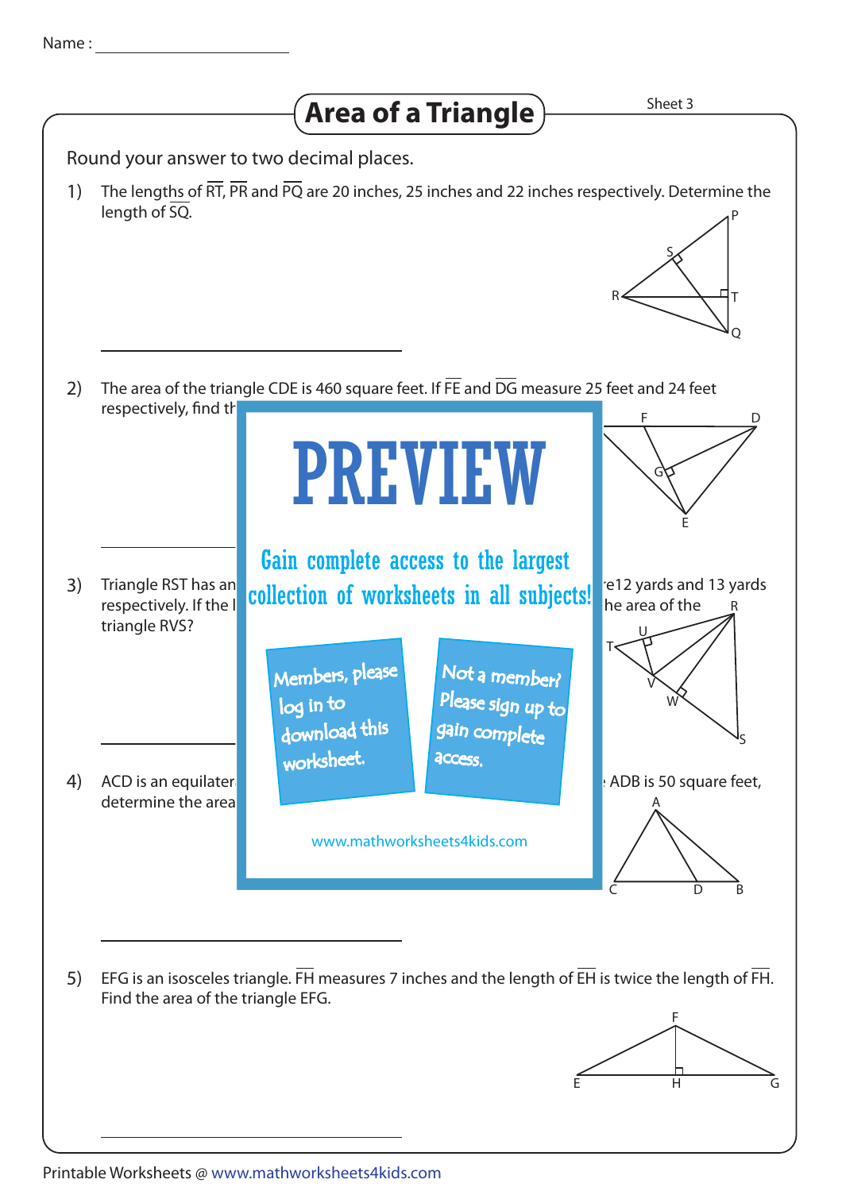Name : ____________________

# Area of a Triangle

Sheet 3

Round your answer to two decimal places.

1) The lengths of $\overline{RT}$, $\overline{PR}$ and $\overline{PQ}$ are 20 inches, 25 inches and 22 inches respectively. Determine the length of $\overline{SQ}$.

P, S, R, T, Q

______________________

2) The area of the triangle CDE is 460 square feet. If $\overline{FE}$ and $\overline{DG}$ measure 25 feet and 24 feet respectively, find th

F, D, G, E

______________________

PREVIEW

Gain complete access to the largest collection of worksheets in all subjects!

Members, please log in to download this worksheet.

Not a member? Please sign up to gain complete access.

www.mathworksheets4kids.com

3) Triangle RST has an ... e12 yards and 13 yards respectively. If the l ... he area of the triangle RVS?

R, T, U, V, W, S

______________________

4) ACD is an equilater ... ADB is 50 square feet, determine the area

A, C, D, B

______________________

5) EFG is an isosceles triangle. $\overline{FH}$ measures 7 inches and the length of $\overline{EH}$ is twice the length of $\overline{FH}$. Find the area of the triangle EFG.

F, E, H, G

______________________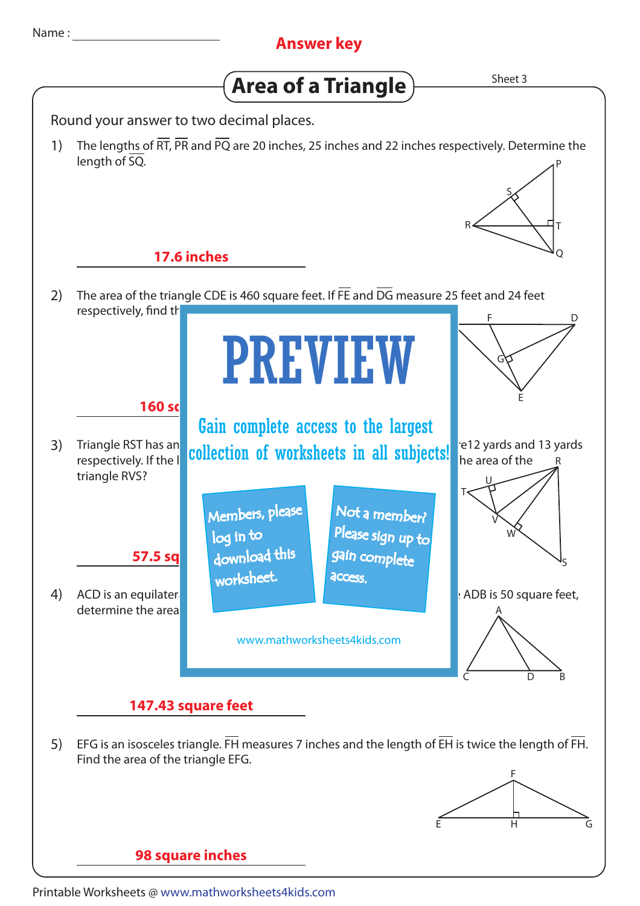Name :

**Answer key**

# Area of a Triangle

Sheet 3

Round your answer to two decimal places.

1) The lengths of $\overline{RT}$, $\overline{PR}$ and $\overline{PQ}$ are 20 inches, 25 inches and 22 inches respectively. Determine the length of $\overline{SQ}$.

P S R T Q

**17.6 inches**

2) The area of the triangle CDE is 460 square feet. If $\overline{FE}$ and $\overline{DG}$ measure 25 feet and 24 feet respectively, find th

F D G E

**160 sq**

PREVIEW

Gain complete access to the largest collection of worksheets in all subjects!

Members, please log in to download this worksheet.

Not a member? Please sign up to gain complete access.

www.mathworksheets4kids.com

3) Triangle RST has an ... e12 yards and 13 yards respectively. If the l ... he area of the triangle RVS?

R U T V W S

**57.5 sq**

4) ACD is an equilater ... ADB is 50 square feet, determine the area

A C D B

**147.43 square feet**

5) EFG is an isosceles triangle. $\overline{FH}$ measures 7 inches and the length of $\overline{EH}$ is twice the length of $\overline{FH}$. Find the area of the triangle EFG.

F E H G

**98 square inches**

Printable Worksheets @ www.mathworksheets4kids.com